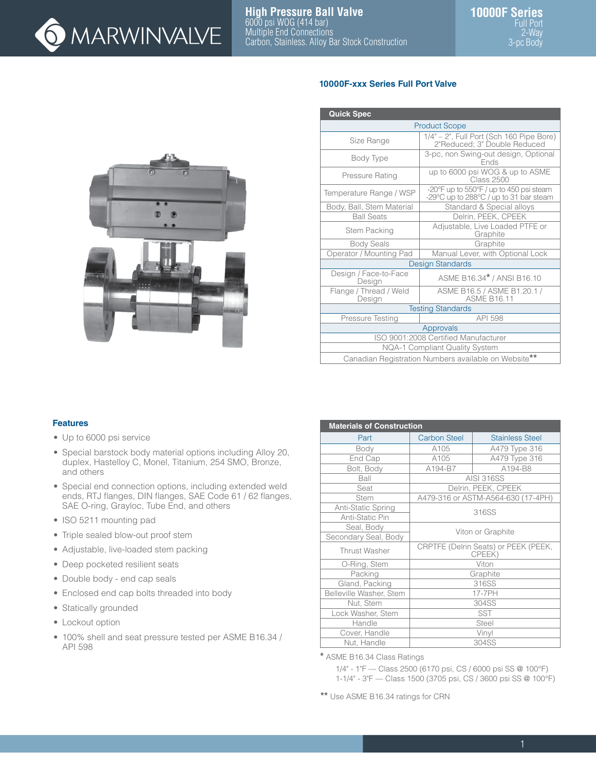# High Pressure Ball Valve

6000 psi WOG (414 bar)
Multiple End Connections
Carbon, Stainless. Alloy Bar Stock Construction

**10000F Series**
Full Port
2-Way
3-pc Body

## 10000F-xxx Series Full Port Valve

| Quick Spec | |
|---|---|
| **Product Scope** | |
| Size Range | 1/4" – 2", Full Port (Sch 160 Pipe Bore) 2"Reduced; 3" Double Reduced |
| Body Type | 3-pc, non Swing-out design, Optional Ends |
| Pressure Rating | up to 6000 psi WOG & up to ASME Class 2500 |
| Temperature Range / WSP | -20°F up to 550°F / up to 450 psi steam -29°C up to 288°C / up to 31 bar steam |
| Body, Ball, Stem Material | Standard & Special alloys |
| Ball Seats | Delrin, PEEK, CPEEK |
| Stem Packing | Adjustable, Live Loaded PTFE or Graphite |
| Body Seals | Graphite |
| Operator / Mounting Pad | Manual Lever, with Optional Lock |
| **Design Standards** | |
| Design / Face-to-Face Design | ASME B16.34* / ANSI B16.10 |
| Flange / Thread / Weld Design | ASME B16.5 / ASME B1.20.1 / ASME B16.11 |
| **Testing Standards** | |
| Pressure Testing | API 598 |
| **Approvals** | |
| ISO 9001:2008 Certified Manufacturer | |
| NQA-1 Compliant Quality System | |
| Canadian Registration Numbers available on Website** | |

## Features

- Up to 6000 psi service
- Special barstock body material options including Alloy 20, duplex, Hastelloy C, Monel, Titanium, 254 SMO, Bronze, and others
- Special end connection options, including extended weld ends, RTJ flanges, DIN flanges, SAE Code 61 / 62 flanges, SAE O-ring, Grayloc, Tube End, and others
- ISO 5211 mounting pad
- Triple sealed blow-out proof stem
- Adjustable, live-loaded stem packing
- Deep pocketed resilient seats
- Double body - end cap seals
- Enclosed end cap bolts threaded into body
- Statically grounded
- Lockout option
- 100% shell and seat pressure tested per ASME B16.34 / API 598

| Materials of Construction | | |
|---|---|---|
| Part | Carbon Steel | Stainless Steel |
| Body | A105 | A479 Type 316 |
| End Cap | A105 | A479 Type 316 |
| Bolt, Body | A194-B7 | A194-B8 |
| Ball | AISI 316SS | |
| Seat | Delrin, PEEK, CPEEK | |
| Stem | A479-316 or ASTM-A564-630 (17-4PH) | |
| Anti-Static Spring | 316SS | |
| Anti-Static Pin | 316SS | |
| Seal, Body | Viton or Graphite | |
| Secondary Seal, Body | Viton or Graphite | |
| Thrust Washer | CRPTFE (Delrin Seats) or PEEK (PEEK, CPEEK) | |
| O-Ring, Stem | Viton | |
| Packing | Graphite | |
| Gland, Packing | 316SS | |
| Belleville Washer, Stem | 17-7PH | |
| Nut, Stem | 304SS | |
| Lock Washer, Stem | SST | |
| Handle | Steel | |
| Cover, Handle | Vinyl | |
| Nut, Handle | 304SS | |

\* ASME B16.34 Class Ratings

1/4" - 1"F — Class 2500 (6170 psi, CS / 6000 psi SS @ 100°F)
1-1/4" - 3"F — Class 1500 (3705 psi, CS / 3600 psi SS @ 100°F)

** Use ASME B16.34 ratings for CRN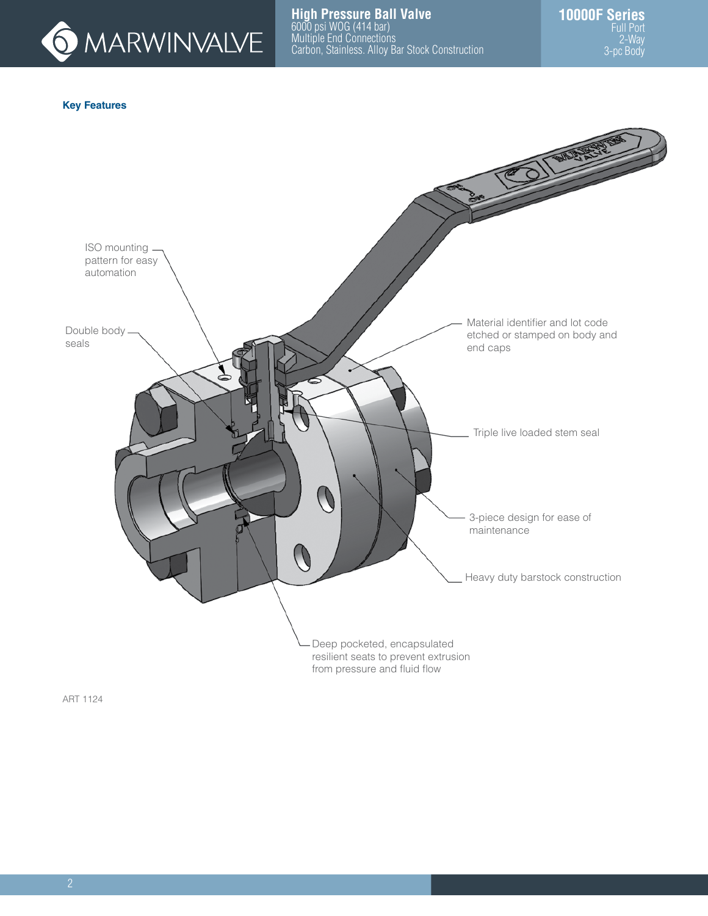## Key Features

ISO mounting pattern for easy automation

Double body seals

Material identifier and lot code etched or stamped on body and end caps

Triple live loaded stem seal

3-piece design for ease of maintenance

Heavy duty barstock construction

Deep pocketed, encapsulated resilient seats to prevent extrusion from pressure and fluid flow

ART 1124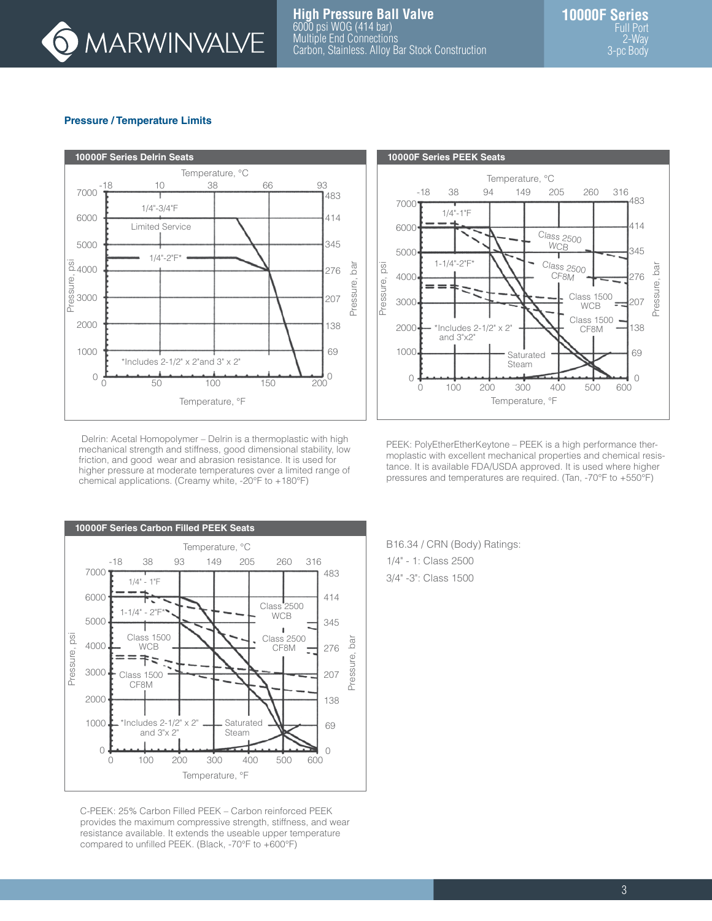## Pressure / Temperature Limits

### 10000F Series Delrin Seats

Temperature, °C: -18, 10, 38, 66, 93

Pressure, psi: 0, 1000, 2000, 3000, 4000, 5000, 6000, 7000

Pressure, bar: 0, 69, 138, 207, 276, 345, 414, 483

Temperature, °F: 0, 50, 100, 150, 200

1/4"-3/4"F

Limited Service

1/4"-2"F*

*Includes 2-1/2" x 2" and 3" x 2"

Delrin: Acetal Homopolymer – Delrin is a thermoplastic with high mechanical strength and stiffness, good dimensional stability, low friction, and good wear and abrasion resistance. It is used for higher pressure at moderate temperatures over a limited range of chemical applications. (Creamy white, -20°F to +180°F)

### 10000F Series PEEK Seats

Temperature, °C: -18, 38, 94, 149, 205, 260, 316

Pressure, psi: 0, 1000, 2000, 3000, 4000, 5000, 6000, 7000

Pressure, bar: 0, 69, 138, 207, 276, 345, 414, 483

Temperature, °F: 0, 100, 200, 300, 400, 500, 600

1/4"-1"F

1-1/4"-2"F*

Class 2500 WCB

Class 2500 CF8M

Class 1500 WCB

Class 1500 CF8M

Saturated Steam

*Includes 2-1/2" x 2" and 3"x2"

PEEK: PolyEtherEtherKeytone – PEEK is a high performance thermoplastic with excellent mechanical properties and chemical resistance. It is available FDA/USDA approved. It is used where higher pressures and temperatures are required. (Tan, -70°F to +550°F)

### 10000F Series Carbon Filled PEEK Seats

Temperature, °C: -18, 38, 93, 149, 205, 260, 316

Pressure, psi: 0, 1000, 2000, 3000, 4000, 5000, 6000, 7000

Pressure, bar: 0, 69, 138, 207, 276, 345, 414, 483

Temperature, °F: 0, 100, 200, 300, 400, 500, 600

1/4" - 1"F

1-1/4" - 2"F*

Class 2500 WCB

Class 2500 CF8M

Class 1500 WCB

Class 1500 CF8M

Saturated Steam

*Includes 2-1/2" x 2" and 3"x 2"

C-PEEK: 25% Carbon Filled PEEK – Carbon reinforced PEEK provides the maximum compressive strength, stiffness, and wear resistance available. It extends the useable upper temperature compared to unfilled PEEK. (Black, -70°F to +600°F)

B16.34 / CRN (Body) Ratings:

1/4" - 1: Class 2500

3/4" -3": Class 1500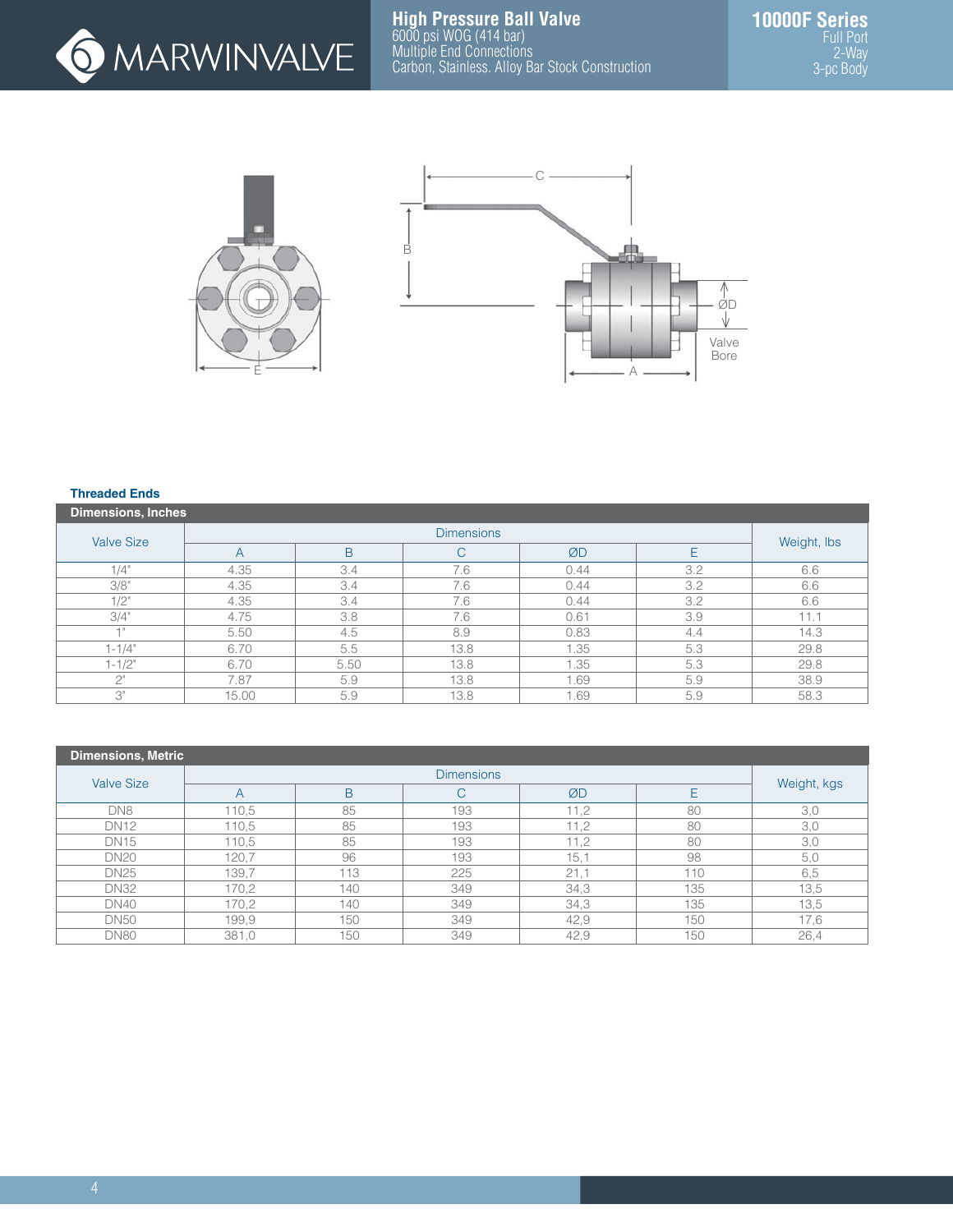# High Pressure Ball Valve

6000 psi WOG (414 bar)
Multiple End Connections
Carbon, Stainless. Alloy Bar Stock Construction

## 10000F Series

Full Port
2-Way
3-pc Body

### Threaded Ends

**Dimensions, Inches**

| Valve Size | Dimensions | | | | | Weight, lbs |
|---|---|---|---|---|---|---|
| | A | B | C | ØD | E | |
| 1/4" | 4.35 | 3.4 | 7.6 | 0.44 | 3.2 | 6.6 |
| 3/8" | 4.35 | 3.4 | 7.6 | 0.44 | 3.2 | 6.6 |
| 1/2" | 4.35 | 3.4 | 7.6 | 0.44 | 3.2 | 6.6 |
| 3/4" | 4.75 | 3.8 | 7.6 | 0.61 | 3.9 | 11.1 |
| 1" | 5.50 | 4.5 | 8.9 | 0.83 | 4.4 | 14.3 |
| 1-1/4" | 6.70 | 5.5 | 13.8 | 1.35 | 5.3 | 29.8 |
| 1-1/2" | 6.70 | 5.50 | 13.8 | 1.35 | 5.3 | 29.8 |
| 2" | 7.87 | 5.9 | 13.8 | 1.69 | 5.9 | 38.9 |
| 3" | 15.00 | 5.9 | 13.8 | 1.69 | 5.9 | 58.3 |

**Dimensions, Metric**

| Valve Size | Dimensions | | | | | Weight, kgs |
|---|---|---|---|---|---|---|
| | A | B | C | ØD | E | |
| DN8 | 110,5 | 85 | 193 | 11,2 | 80 | 3,0 |
| DN12 | 110,5 | 85 | 193 | 11,2 | 80 | 3,0 |
| DN15 | 110,5 | 85 | 193 | 11,2 | 80 | 3,0 |
| DN20 | 120,7 | 96 | 193 | 15,1 | 98 | 5,0 |
| DN25 | 139,7 | 113 | 225 | 21,1 | 110 | 6,5 |
| DN32 | 170,2 | 140 | 349 | 34,3 | 135 | 13,5 |
| DN40 | 170,2 | 140 | 349 | 34,3 | 135 | 13,5 |
| DN50 | 199,9 | 150 | 349 | 42,9 | 150 | 17,6 |
| DN80 | 381,0 | 150 | 349 | 42,9 | 150 | 26,4 |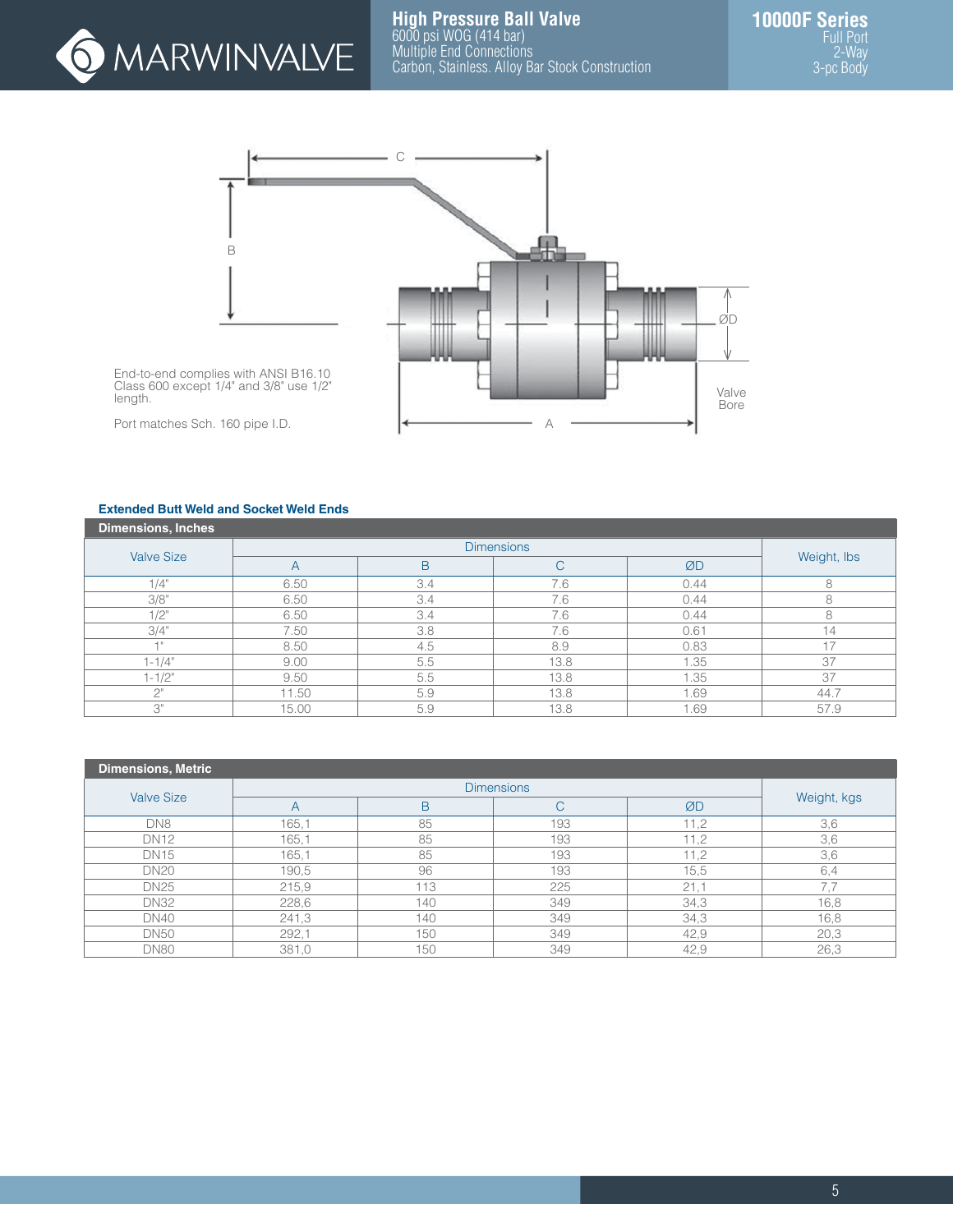# High Pressure Ball Valve

6000 psi WOG (414 bar)
Multiple End Connections
Carbon, Stainless. Alloy Bar Stock Construction

## 10000F Series

Full Port
2-Way
3-pc Body

End-to-end complies with ANSI B16.10 Class 600 except 1/4" and 3/8" use 1/2" length.

Port matches Sch. 160 pipe I.D.

### Extended Butt Weld and Socket Weld Ends

**Dimensions, Inches**

| Valve Size | Dimensions | | | | Weight, lbs |
|---|---|---|---|---|---|
| | A | B | C | ØD | |
| 1/4" | 6.50 | 3.4 | 7.6 | 0.44 | 8 |
| 3/8" | 6.50 | 3.4 | 7.6 | 0.44 | 8 |
| 1/2" | 6.50 | 3.4 | 7.6 | 0.44 | 8 |
| 3/4" | 7.50 | 3.8 | 7.6 | 0.61 | 14 |
| 1" | 8.50 | 4.5 | 8.9 | 0.83 | 17 |
| 1-1/4" | 9.00 | 5.5 | 13.8 | 1.35 | 37 |
| 1-1/2" | 9.50 | 5.5 | 13.8 | 1.35 | 37 |
| 2" | 11.50 | 5.9 | 13.8 | 1.69 | 44.7 |
| 3" | 15.00 | 5.9 | 13.8 | 1.69 | 57.9 |

**Dimensions, Metric**

| Valve Size | Dimensions | | | | Weight, kgs |
|---|---|---|---|---|---|
| | A | B | C | ØD | |
| DN8 | 165,1 | 85 | 193 | 11,2 | 3,6 |
| DN12 | 165,1 | 85 | 193 | 11,2 | 3,6 |
| DN15 | 165,1 | 85 | 193 | 11,2 | 3,6 |
| DN20 | 190,5 | 96 | 193 | 15,5 | 6,4 |
| DN25 | 215,9 | 113 | 225 | 21,1 | 7,7 |
| DN32 | 228,6 | 140 | 349 | 34,3 | 16,8 |
| DN40 | 241,3 | 140 | 349 | 34,3 | 16,8 |
| DN50 | 292,1 | 150 | 349 | 42,9 | 20,3 |
| DN80 | 381,0 | 150 | 349 | 42,9 | 26,3 |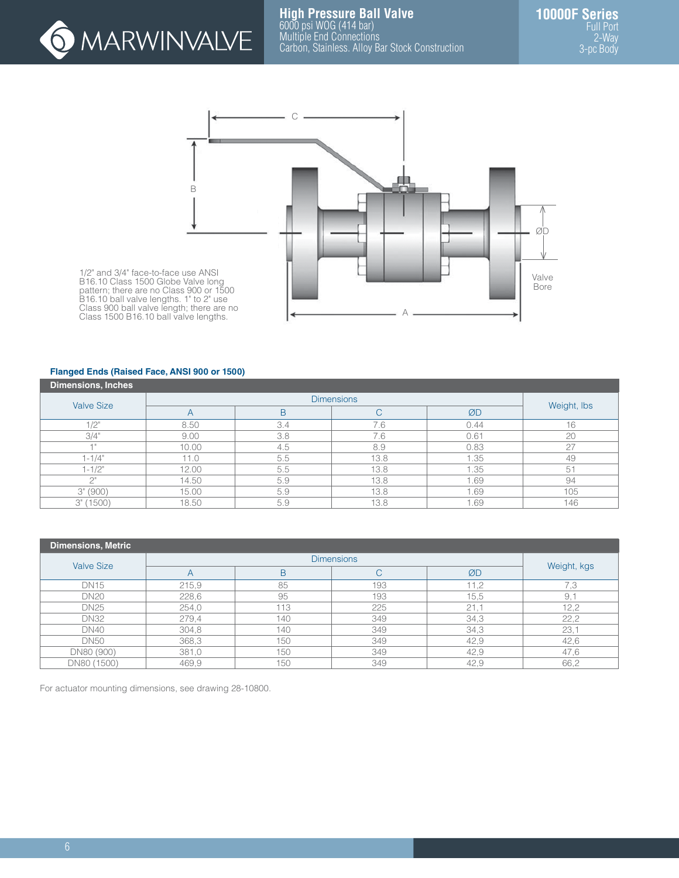MARWINVALVE

**High Pressure Ball Valve**
6000 psi WOG (414 bar)
Multiple End Connections
Carbon, Stainless. Alloy Bar Stock Construction

**10000F Series**
Full Port
2-Way
3-pc Body

C

B

ØD

Valve Bore

A

1/2" and 3/4" face-to-face use ANSI B16.10 Class 1500 Globe Valve long pattern; there are no Class 900 or 1500 B16.10 ball valve lengths. 1" to 2" use Class 900 ball valve length; there are no Class 1500 B16.10 ball valve lengths.

**Flanged Ends (Raised Face, ANSI 900 or 1500)**

**Dimensions, Inches**

| Valve Size | Dimensions | | | | Weight, lbs |
|---|---|---|---|---|---|
| | A | B | C | ØD | |
| 1/2" | 8.50 | 3.4 | 7.6 | 0.44 | 16 |
| 3/4" | 9.00 | 3.8 | 7.6 | 0.61 | 20 |
| 1" | 10.00 | 4.5 | 8.9 | 0.83 | 27 |
| 1-1/4" | 11.0 | 5.5 | 13.8 | 1.35 | 49 |
| 1-1/2" | 12.00 | 5.5 | 13.8 | 1.35 | 51 |
| 2" | 14.50 | 5.9 | 13.8 | 1.69 | 94 |
| 3" (900) | 15.00 | 5.9 | 13.8 | 1.69 | 105 |
| 3" (1500) | 18.50 | 5.9 | 13.8 | 1.69 | 146 |

**Dimensions, Metric**

| Valve Size | Dimensions | | | | Weight, kgs |
|---|---|---|---|---|---|
| | A | B | C | ØD | |
| DN15 | 215,9 | 85 | 193 | 11,2 | 7,3 |
| DN20 | 228,6 | 95 | 193 | 15,5 | 9,1 |
| DN25 | 254,0 | 113 | 225 | 21,1 | 12,2 |
| DN32 | 279,4 | 140 | 349 | 34,3 | 22,2 |
| DN40 | 304,8 | 140 | 349 | 34,3 | 23,1 |
| DN50 | 368,3 | 150 | 349 | 42,9 | 42,6 |
| DN80 (900) | 381,0 | 150 | 349 | 42,9 | 47,6 |
| DN80 (1500) | 469,9 | 150 | 349 | 42,9 | 66,2 |

For actuator mounting dimensions, see drawing 28-10800.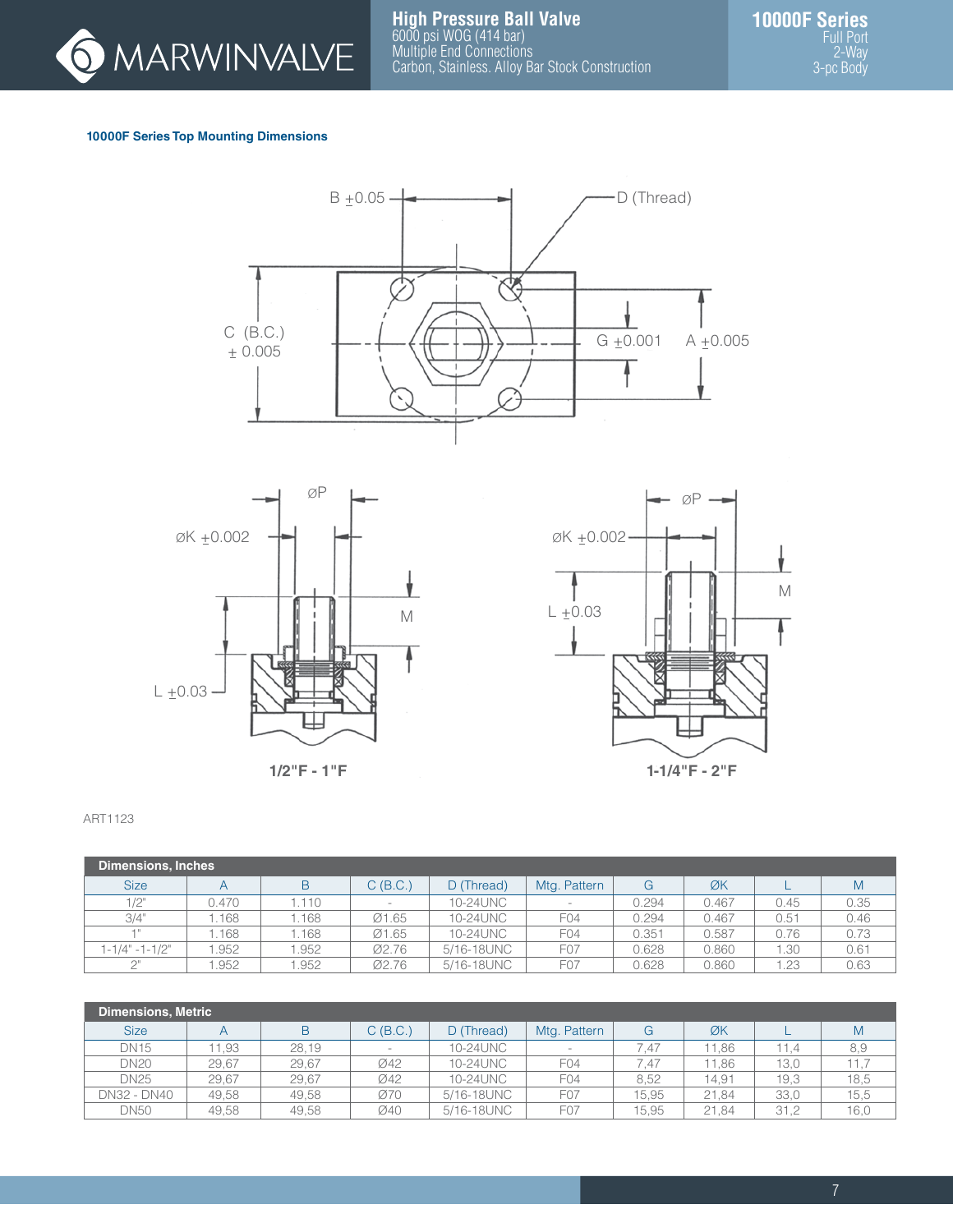### 10000F Series Top Mounting Dimensions

B ±0.05

D (Thread)

C (B.C.) ± 0.005

G ±0.001

A ±0.005

øP

øK ±0.002

M

L ±0.03

1/2"F - 1"F

1-1/4"F - 2"F

ART1123

| Dimensions, Inches | | | | | | | | | |
|---|---|---|---|---|---|---|---|---|---|
| Size | A | B | C (B.C.) | D (Thread) | Mtg. Pattern | G | ØK | L | M |
| 1/2" | 0.470 | 1.110 | - | 10-24UNC | - | 0.294 | 0.467 | 0.45 | 0.35 |
| 3/4" | 1.168 | 1.168 | Ø1.65 | 10-24UNC | F04 | 0.294 | 0.467 | 0.51 | 0.46 |
| 1" | 1.168 | 1.168 | Ø1.65 | 10-24UNC | F04 | 0.351 | 0.587 | 0.76 | 0.73 |
| 1-1/4" -1-1/2" | 1.952 | 1.952 | Ø2.76 | 5/16-18UNC | F07 | 0.628 | 0.860 | 1.30 | 0.61 |
| 2" | 1.952 | 1.952 | Ø2.76 | 5/16-18UNC | F07 | 0.628 | 0.860 | 1.23 | 0.63 |

| Dimensions, Metric | | | | | | | | | |
|---|---|---|---|---|---|---|---|---|---|
| Size | A | B | C (B.C.) | D (Thread) | Mtg. Pattern | G | ØK | L | M |
| DN15 | 11,93 | 28,19 | - | 10-24UNC | - | 7,47 | 11,86 | 11,4 | 8,9 |
| DN20 | 29,67 | 29,67 | Ø42 | 10-24UNC | F04 | 7,47 | 11,86 | 13,0 | 11,7 |
| DN25 | 29,67 | 29,67 | Ø42 | 10-24UNC | F04 | 8,52 | 14,91 | 19,3 | 18,5 |
| DN32 - DN40 | 49,58 | 49,58 | Ø70 | 5/16-18UNC | F07 | 15,95 | 21,84 | 33,0 | 15,5 |
| DN50 | 49,58 | 49,58 | Ø40 | 5/16-18UNC | F07 | 15,95 | 21,84 | 31,2 | 16,0 |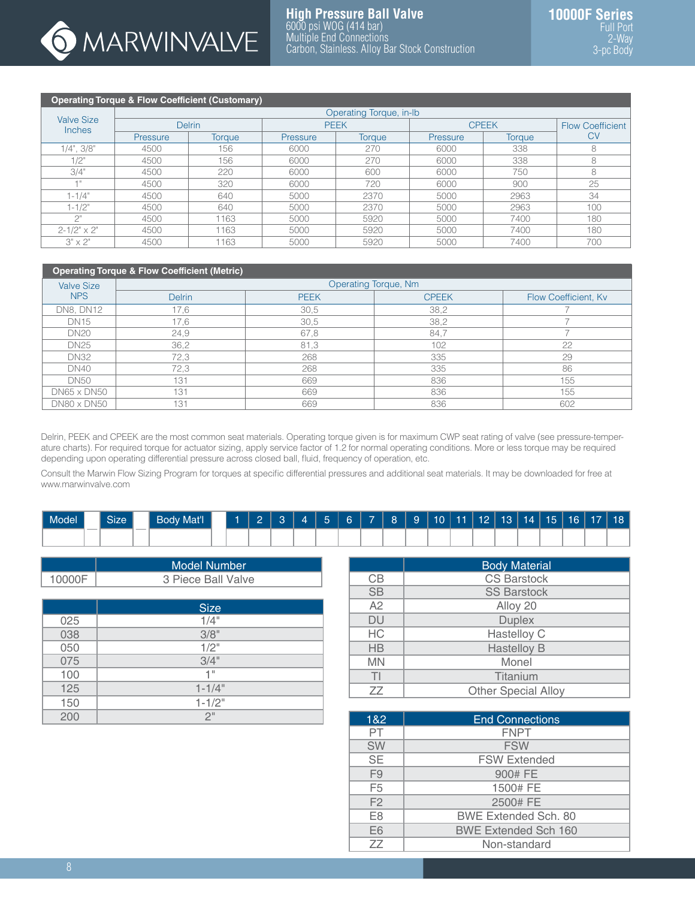MARWINVALVE

**High Pressure Ball Valve**
6000 psi WOG (414 bar)
Multiple End Connections
Carbon, Stainless. Alloy Bar Stock Construction

**10000F Series**
Full Port
2-Way
3-pc Body

## Operating Torque & Flow Coefficient (Customary)

| Valve Size Inches | Operating Torque, in-lb | | | | | | |
|---|---|---|---|---|---|---|---|
| | Delrin | | PEEK | | CPEEK | | Flow Coefficient CV |
| | Pressure | Torque | Pressure | Torque | Pressure | Torque | |
| 1/4", 3/8" | 4500 | 156 | 6000 | 270 | 6000 | 338 | 8 |
| 1/2" | 4500 | 156 | 6000 | 270 | 6000 | 338 | 8 |
| 3/4" | 4500 | 220 | 6000 | 600 | 6000 | 750 | 8 |
| 1" | 4500 | 320 | 6000 | 720 | 6000 | 900 | 25 |
| 1-1/4" | 4500 | 640 | 5000 | 2370 | 5000 | 2963 | 34 |
| 1-1/2" | 4500 | 640 | 5000 | 2370 | 5000 | 2963 | 100 |
| 2" | 4500 | 1163 | 5000 | 5920 | 5000 | 7400 | 180 |
| 2-1/2" x 2" | 4500 | 1163 | 5000 | 5920 | 5000 | 7400 | 180 |
| 3" x 2" | 4500 | 1163 | 5000 | 5920 | 5000 | 7400 | 700 |

## Operating Torque & Flow Coefficient (Metric)

| Valve Size NPS | Operating Torque, Nm | | | |
|---|---|---|---|---|
| | Delrin | PEEK | CPEEK | Flow Coefficient, Kv |
| DN8, DN12 | 17,6 | 30,5 | 38,2 | 7 |
| DN15 | 17,6 | 30,5 | 38,2 | 7 |
| DN20 | 24,9 | 67,8 | 84,7 | 7 |
| DN25 | 36,2 | 81,3 | 102 | 22 |
| DN32 | 72,3 | 268 | 335 | 29 |
| DN40 | 72,3 | 268 | 335 | 86 |
| DN50 | 131 | 669 | 836 | 155 |
| DN65 x DN50 | 131 | 669 | 836 | 155 |
| DN80 x DN50 | 131 | 669 | 836 | 602 |

Delrin, PEEK and CPEEK are the most common seat materials. Operating torque given is for maximum CWP seat rating of valve (see pressure-temperature charts). For required torque for actuator sizing, apply service factor of 1.2 for normal operating conditions. More or less torque may be required depending upon operating differential pressure across closed ball, fluid, frequency of operation, etc.

Consult the Marwin Flow Sizing Program for torques at specific differential pressures and additional seat materials. It may be downloaded for free at www.marwinvalve.com

| Model | | Size | | Body Mat'l | | 1 | 2 | 3 | 4 | 5 | 6 | 7 | 8 | 9 | 10 | 11 | 12 | 13 | 14 | 15 | 16 | 17 | 18 |
|---|---|---|---|---|---|---|---|---|---|---|---|---|---|---|---|---|---|---|---|---|---|---|---|
| | — | | — | | | | | | | | | | | | | | | | | | | | |

| | Model Number |
|---|---|
| 10000F | 3 Piece Ball Valve |

| | Size |
|---|---|
| 025 | 1/4" |
| 038 | 3/8" |
| 050 | 1/2" |
| 075 | 3/4" |
| 100 | 1" |
| 125 | 1-1/4" |
| 150 | 1-1/2" |
| 200 | 2" |

| | Body Material |
|---|---|
| CB | CS Barstock |
| SB | SS Barstock |
| A2 | Alloy 20 |
| DU | Duplex |
| HC | Hastelloy C |
| HB | Hastelloy B |
| MN | Monel |
| TI | Titanium |
| ZZ | Other Special Alloy |

| 1&2 | End Connections |
|---|---|
| PT | FNPT |
| SW | FSW |
| SE | FSW Extended |
| F9 | 900# FE |
| F5 | 1500# FE |
| F2 | 2500# FE |
| E8 | BWE Extended Sch. 80 |
| E6 | BWE Extended Sch 160 |
| ZZ | Non-standard |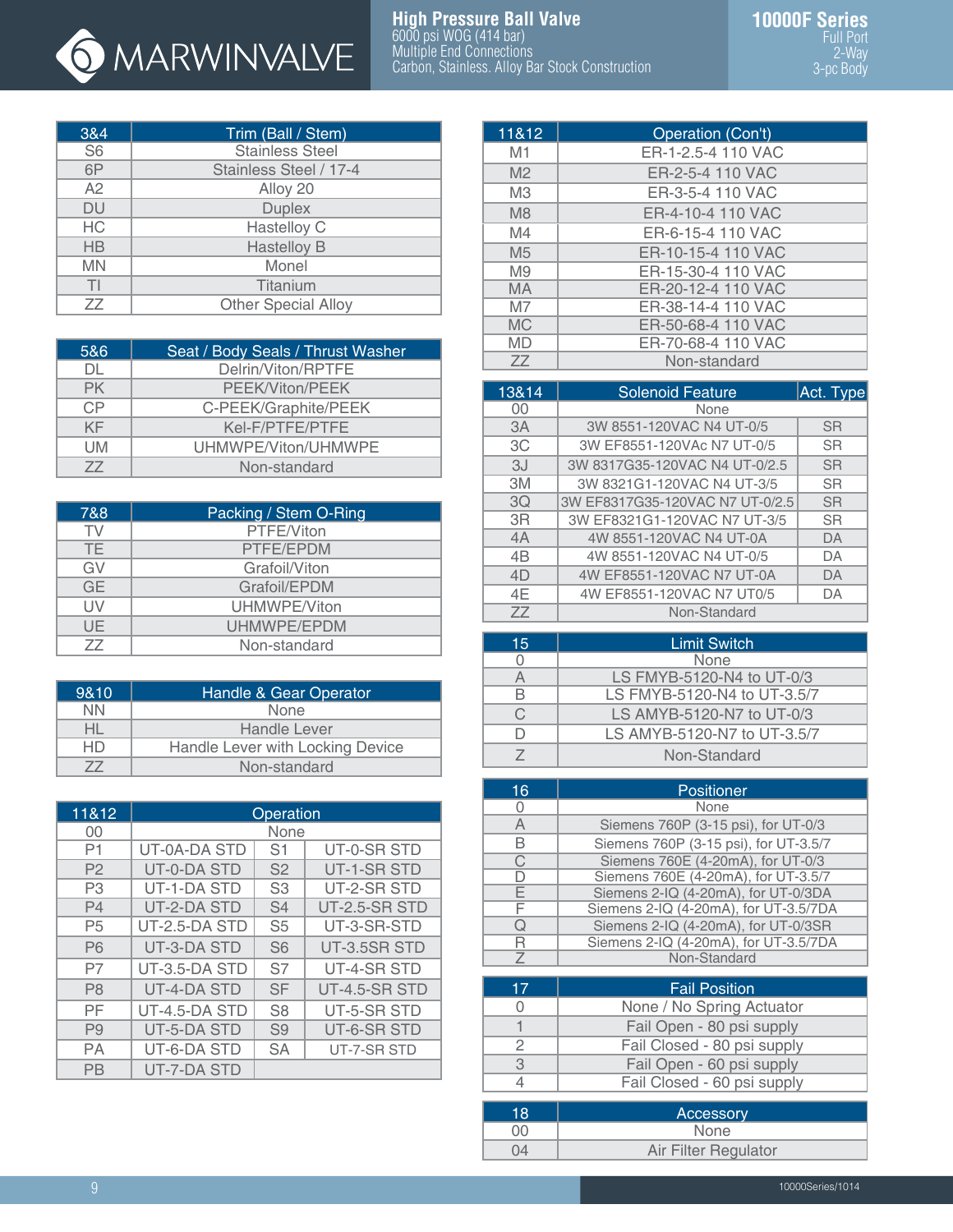# High Pressure Ball Valve

6000 psi WOG (414 bar)
Multiple End Connections
Carbon, Stainless, Alloy Bar Stock Construction

## 10000F Series

Full Port
2-Way
3-pc Body

| 3&4 | Trim (Ball / Stem) |
|---|---|
| S6 | Stainless Steel |
| 6P | Stainless Steel / 17-4 |
| A2 | Alloy 20 |
| DU | Duplex |
| HC | Hastelloy C |
| HB | Hastelloy B |
| MN | Monel |
| TI | Titanium |
| ZZ | Other Special Alloy |

| 5&6 | Seat / Body Seals / Thrust Washer |
|---|---|
| DL | Delrin/Viton/RPTFE |
| PK | PEEK/Viton/PEEK |
| CP | C-PEEK/Graphite/PEEK |
| KF | Kel-F/PTFE/PTFE |
| UM | UHMWPE/Viton/UHMWPE |
| ZZ | Non-standard |

| 7&8 | Packing / Stem O-Ring |
|---|---|
| TV | PTFE/Viton |
| TE | PTFE/EPDM |
| GV | Grafoil/Viton |
| GE | Grafoil/EPDM |
| UV | UHMWPE/Viton |
| UE | UHMWPE/EPDM |
| ZZ | Non-standard |

| 9&10 | Handle & Gear Operator |
|---|---|
| NN | None |
| HL | Handle Lever |
| HD | Handle Lever with Locking Device |
| ZZ | Non-standard |

| 11&12 | Operation | | |
|---|---|---|---|
| 00 | None | | |
| P1 | UT-0A-DA STD | S1 | UT-0-SR STD |
| P2 | UT-0-DA STD | S2 | UT-1-SR STD |
| P3 | UT-1-DA STD | S3 | UT-2-SR STD |
| P4 | UT-2-DA STD | S4 | UT-2.5-SR STD |
| P5 | UT-2.5-DA STD | S5 | UT-3-SR-STD |
| P6 | UT-3-DA STD | S6 | UT-3.5SR STD |
| P7 | UT-3.5-DA STD | S7 | UT-4-SR STD |
| P8 | UT-4-DA STD | SF | UT-4.5-SR STD |
| PF | UT-4.5-DA STD | S8 | UT-5-SR STD |
| P9 | UT-5-DA STD | S9 | UT-6-SR STD |
| PA | UT-6-DA STD | SA | UT-7-SR STD |
| PB | UT-7-DA STD | | |

| 11&12 | Operation (Con't) |
|---|---|
| M1 | ER-1-2.5-4 110 VAC |
| M2 | ER-2-5-4 110 VAC |
| M3 | ER-3-5-4 110 VAC |
| M8 | ER-4-10-4 110 VAC |
| M4 | ER-6-15-4 110 VAC |
| M5 | ER-10-15-4 110 VAC |
| M9 | ER-15-30-4 110 VAC |
| MA | ER-20-12-4 110 VAC |
| M7 | ER-38-14-4 110 VAC |
| MC | ER-50-68-4 110 VAC |
| MD | ER-70-68-4 110 VAC |
| ZZ | Non-standard |

| 13&14 | Solenoid Feature | Act. Type |
|---|---|---|
| 00 | None | |
| 3A | 3W 8551-120VAC N4 UT-0/5 | SR |
| 3C | 3W EF8551-120VAc N7 UT-0/5 | SR |
| 3J | 3W 8317G35-120VAC N4 UT-0/2.5 | SR |
| 3M | 3W 8321G1-120VAC N4 UT-3/5 | SR |
| 3Q | 3W EF8317G35-120VAC N7 UT-0/2.5 | SR |
| 3R | 3W EF8321G1-120VAC N7 UT-3/5 | SR |
| 4A | 4W 8551-120VAC N4 UT-0A | DA |
| 4B | 4W 8551-120VAC N4 UT-0/5 | DA |
| 4D | 4W EF8551-120VAC N7 UT-0A | DA |
| 4E | 4W EF8551-120VAC N7 UT0/5 | DA |
| ZZ | Non-Standard | |

| 15 | Limit Switch |
|---|---|
| 0 | None |
| A | LS FMYB-5120-N4 to UT-0/3 |
| B | LS FMYB-5120-N4 to UT-3.5/7 |
| C | LS AMYB-5120-N7 to UT-0/3 |
| D | LS AMYB-5120-N7 to UT-3.5/7 |
| Z | Non-Standard |

| 16 | Positioner |
|---|---|
| 0 | None |
| A | Siemens 760P (3-15 psi), for UT-0/3 |
| B | Siemens 760P (3-15 psi), for UT-3.5/7 |
| C | Siemens 760E (4-20mA), for UT-0/3 |
| D | Siemens 760E (4-20mA), for UT-3.5/7 |
| E | Siemens 2-IQ (4-20mA), for UT-0/3DA |
| F | Siemens 2-IQ (4-20mA), for UT-3.5/7DA |
| Q | Siemens 2-IQ (4-20mA), for UT-0/3SR |
| R | Siemens 2-IQ (4-20mA), for UT-3.5/7DA |
| Z | Non-Standard |

| 17 | Fail Position |
|---|---|
| 0 | None / No Spring Actuator |
| 1 | Fail Open - 80 psi supply |
| 2 | Fail Closed - 80 psi supply |
| 3 | Fail Open - 60 psi supply |
| 4 | Fail Closed - 60 psi supply |

| 18 | Accessory |
|---|---|
| 00 | None |
| 04 | Air Filter Regulator |

10000Series/1014